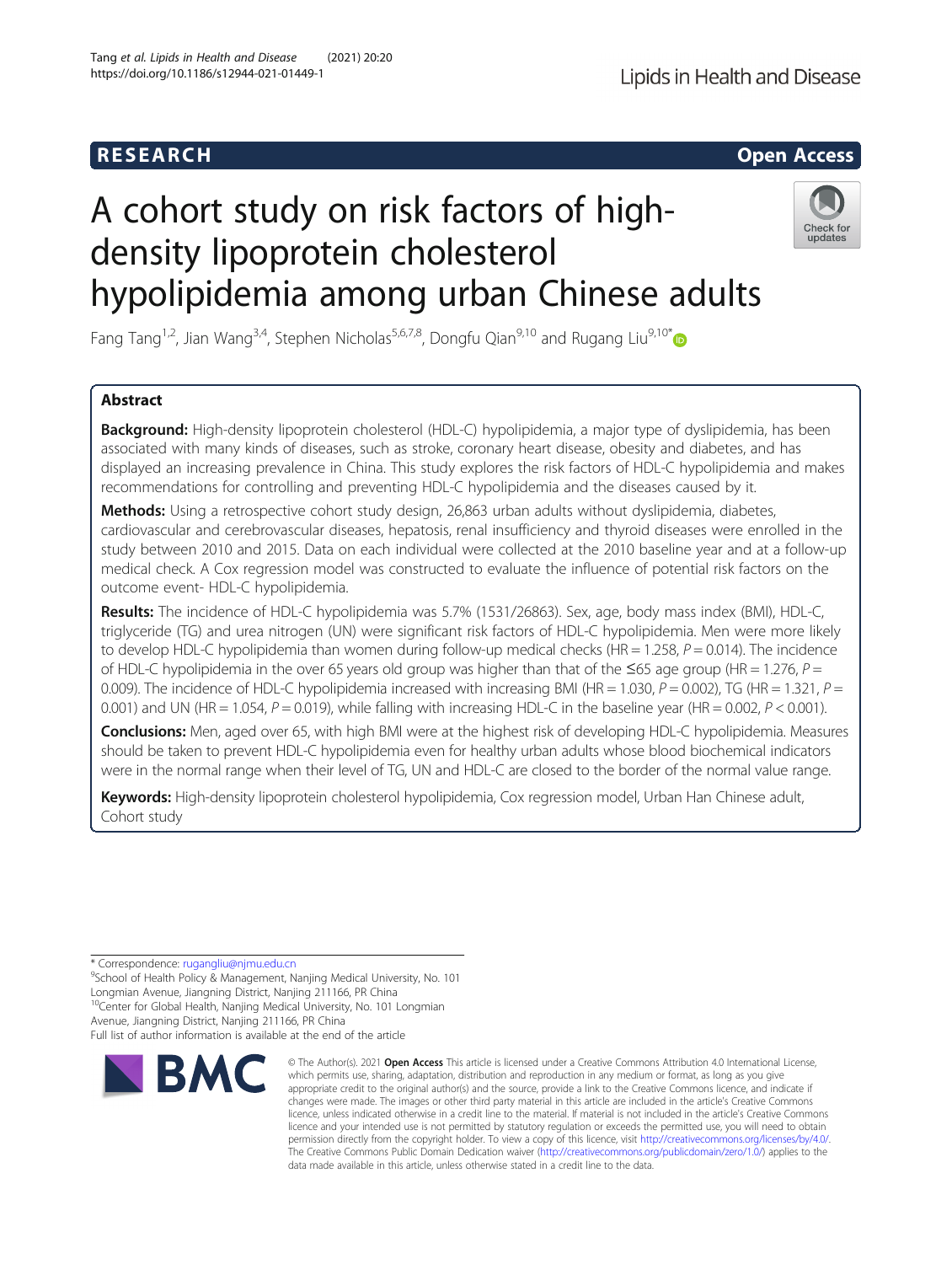RESEARCH

Open Access

# A cohort study on risk factors of high-density lipoprotein cholesterol hypolipidemia among urban Chinese adults

Fang Tang[1,2], Jian Wang[3,4], Stephen Nicholas[5,6,7,8], Dongfu Qian[9,10] and Rugang Liu[9,10*]

## Abstract

**Background:** High-density lipoprotein cholesterol (HDL-C) hypolipidemia, a major type of dyslipidemia, has been associated with many kinds of diseases, such as stroke, coronary heart disease, obesity and diabetes, and has displayed an increasing prevalence in China. This study explores the risk factors of HDL-C hypolipidemia and makes recommendations for controlling and preventing HDL-C hypolipidemia and the diseases caused by it.

**Methods:** Using a retrospective cohort study design, 26,863 urban adults without dyslipidemia, diabetes, cardiovascular and cerebrovascular diseases, hepatosis, renal insufficiency and thyroid diseases were enrolled in the study between 2010 and 2015. Data on each individual were collected at the 2010 baseline year and at a follow-up medical check. A Cox regression model was constructed to evaluate the influence of potential risk factors on the outcome event- HDL-C hypolipidemia.

**Results:** The incidence of HDL-C hypolipidemia was 5.7% (1531/26863). Sex, age, body mass index (BMI), HDL-C, triglyceride (TG) and urea nitrogen (UN) were significant risk factors of HDL-C hypolipidemia. Men were more likely to develop HDL-C hypolipidemia than women during follow-up medical checks (HR = 1.258, $P = 0.014$). The incidence of HDL-C hypolipidemia in the over 65 years old group was higher than that of the ≤65 age group (HR = 1.276, $P = 0.009$). The incidence of HDL-C hypolipidemia increased with increasing BMI (HR = 1.030, $P = 0.002$), TG (HR = 1.321, $P = 0.001$) and UN (HR = 1.054, $P = 0.019$), while falling with increasing HDL-C in the baseline year (HR = 0.002, $P < 0.001$).

**Conclusions:** Men, aged over 65, with high BMI were at the highest risk of developing HDL-C hypolipidemia. Measures should be taken to prevent HDL-C hypolipidemia even for healthy urban adults whose blood biochemical indicators were in the normal range when their level of TG, UN and HDL-C are closed to the border of the normal value range.

**Keywords:** High-density lipoprotein cholesterol hypolipidemia, Cox regression model, Urban Han Chinese adult, Cohort study

---

* Correspondence: rugangliu@njmu.edu.cn
[9]School of Health Policy & Management, Nanjing Medical University, No. 101 Longmian Avenue, Jiangning District, Nanjing 211166, PR China
[10]Center for Global Health, Nanjing Medical University, No. 101 Longmian Avenue, Jiangning District, Nanjing 211166, PR China
Full list of author information is available at the end of the article

© The Author(s). 2021 **Open Access** This article is licensed under a Creative Commons Attribution 4.0 International License, which permits use, sharing, adaptation, distribution and reproduction in any medium or format, as long as you give appropriate credit to the original author(s) and the source, provide a link to the Creative Commons licence, and indicate if changes were made. The images or other third party material in this article are included in the article's Creative Commons licence, unless indicated otherwise in a credit line to the material. If material is not included in the article's Creative Commons licence and your intended use is not permitted by statutory regulation or exceeds the permitted use, you will need to obtain permission directly from the copyright holder. To view a copy of this licence, visit http://creativecommons.org/licenses/by/4.0/. The Creative Commons Public Domain Dedication waiver (http://creativecommons.org/publicdomain/zero/1.0/) applies to the data made available in this article, unless otherwise stated in a credit line to the data.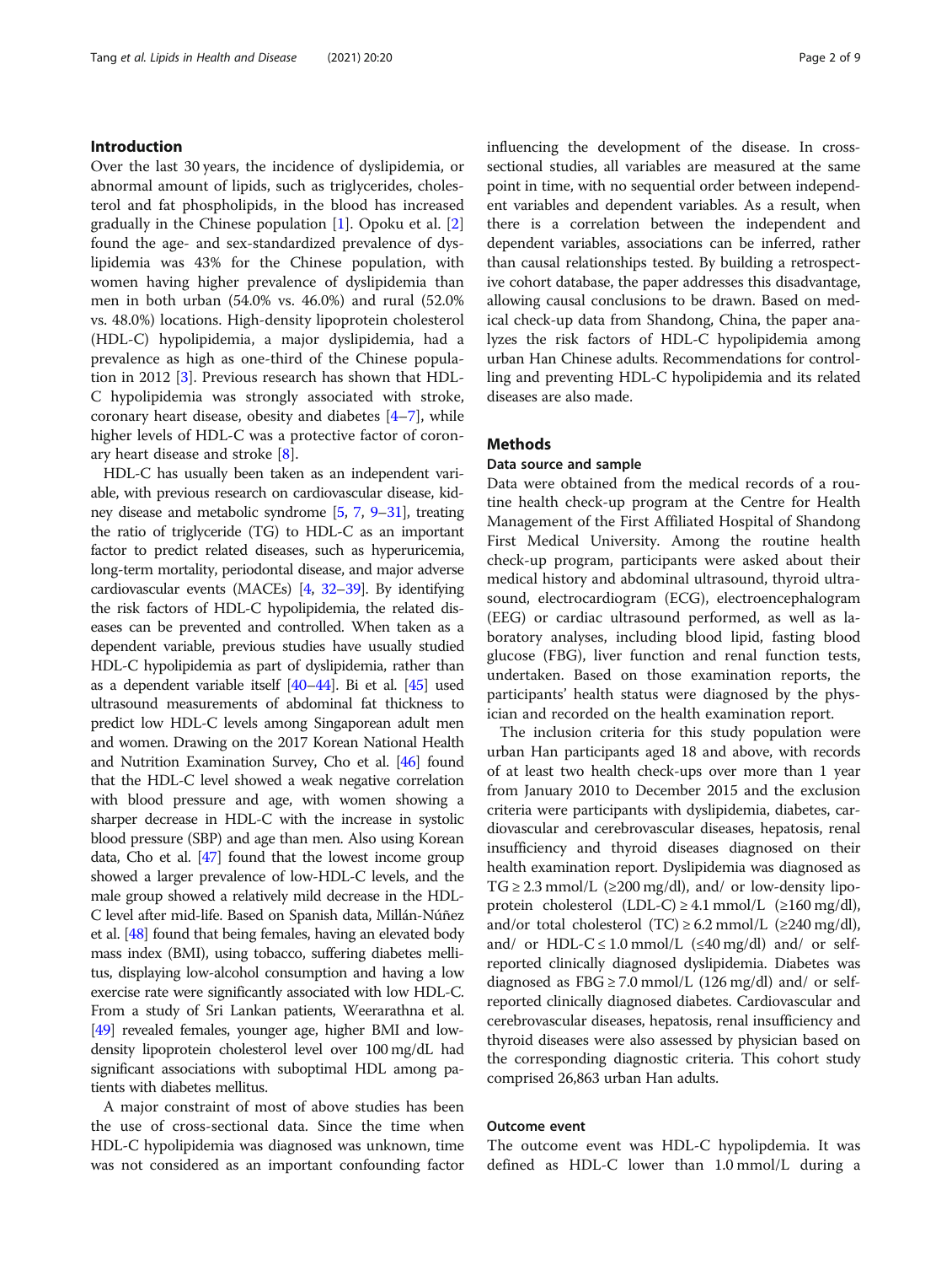## Introduction

Over the last 30 years, the incidence of dyslipidemia, or abnormal amount of lipids, such as triglycerides, cholesterol and fat phospholipids, in the blood has increased gradually in the Chinese population [1]. Opoku et al. [2] found the age- and sex-standardized prevalence of dyslipidemia was 43% for the Chinese population, with women having higher prevalence of dyslipidemia than men in both urban (54.0% vs. 46.0%) and rural (52.0% vs. 48.0%) locations. High-density lipoprotein cholesterol (HDL-C) hypolipidemia, a major dyslipidemia, had a prevalence as high as one-third of the Chinese population in 2012 [3]. Previous research has shown that HDL-C hypolipidemia was strongly associated with stroke, coronary heart disease, obesity and diabetes [4–7], while higher levels of HDL-C was a protective factor of coronary heart disease and stroke [8].

HDL-C has usually been taken as an independent variable, with previous research on cardiovascular disease, kidney disease and metabolic syndrome [5, 7, 9–31], treating the ratio of triglyceride (TG) to HDL-C as an important factor to predict related diseases, such as hyperuricemia, long-term mortality, periodontal disease, and major adverse cardiovascular events (MACEs) [4, 32–39]. By identifying the risk factors of HDL-C hypolipidemia, the related diseases can be prevented and controlled. When taken as a dependent variable, previous studies have usually studied HDL-C hypolipidemia as part of dyslipidemia, rather than as a dependent variable itself [40–44]. Bi et al. [45] used ultrasound measurements of abdominal fat thickness to predict low HDL-C levels among Singaporean adult men and women. Drawing on the 2017 Korean National Health and Nutrition Examination Survey, Cho et al. [46] found that the HDL-C level showed a weak negative correlation with blood pressure and age, with women showing a sharper decrease in HDL-C with the increase in systolic blood pressure (SBP) and age than men. Also using Korean data, Cho et al. [47] found that the lowest income group showed a larger prevalence of low-HDL-C levels, and the male group showed a relatively mild decrease in the HDL-C level after mid-life. Based on Spanish data, Millán-Núñez et al. [48] found that being females, having an elevated body mass index (BMI), using tobacco, suffering diabetes mellitus, displaying low-alcohol consumption and having a low exercise rate were significantly associated with low HDL-C. From a study of Sri Lankan patients, Weerarathna et al. [49] revealed females, younger age, higher BMI and low-density lipoprotein cholesterol level over 100 mg/dL had significant associations with suboptimal HDL among patients with diabetes mellitus.

A major constraint of most of above studies has been the use of cross-sectional data. Since the time when HDL-C hypolipidemia was diagnosed was unknown, time was not considered as an important confounding factor influencing the development of the disease. In cross-sectional studies, all variables are measured at the same point in time, with no sequential order between independent variables and dependent variables. As a result, when there is a correlation between the independent and dependent variables, associations can be inferred, rather than causal relationships tested. By building a retrospective cohort database, the paper addresses this disadvantage, allowing causal conclusions to be drawn. Based on medical check-up data from Shandong, China, the paper analyzes the risk factors of HDL-C hypolipidemia among urban Han Chinese adults. Recommendations for controlling and preventing HDL-C hypolipidemia and its related diseases are also made.

## Methods

### Data source and sample

Data were obtained from the medical records of a routine health check-up program at the Centre for Health Management of the First Affiliated Hospital of Shandong First Medical University. Among the routine health check-up program, participants were asked about their medical history and abdominal ultrasound, thyroid ultrasound, electrocardiogram (ECG), electroencephalogram (EEG) or cardiac ultrasound performed, as well as laboratory analyses, including blood lipid, fasting blood glucose (FBG), liver function and renal function tests, undertaken. Based on those examination reports, the participants' health status were diagnosed by the physician and recorded on the health examination report.

The inclusion criteria for this study population were urban Han participants aged 18 and above, with records of at least two health check-ups over more than 1 year from January 2010 to December 2015 and the exclusion criteria were participants with dyslipidemia, diabetes, cardiovascular and cerebrovascular diseases, hepatosis, renal insufficiency and thyroid diseases diagnosed on their health examination report. Dyslipidemia was diagnosed as TG ≥ 2.3 mmol/L (≥200 mg/dl), and/ or low-density lipoprotein cholesterol (LDL-C) ≥ 4.1 mmol/L (≥160 mg/dl), and/or total cholesterol (TC) ≥ 6.2 mmol/L (≥240 mg/dl), and/ or HDL-C ≤ 1.0 mmol/L (≤40 mg/dl) and/ or self-reported clinically diagnosed dyslipidemia. Diabetes was diagnosed as FBG ≥ 7.0 mmol/L (126 mg/dl) and/ or self-reported clinically diagnosed diabetes. Cardiovascular and cerebrovascular diseases, hepatosis, renal insufficiency and thyroid diseases were also assessed by physician based on the corresponding diagnostic criteria. This cohort study comprised 26,863 urban Han adults.

### Outcome event

The outcome event was HDL-C hypolipdemia. It was defined as HDL-C lower than 1.0 mmol/L during a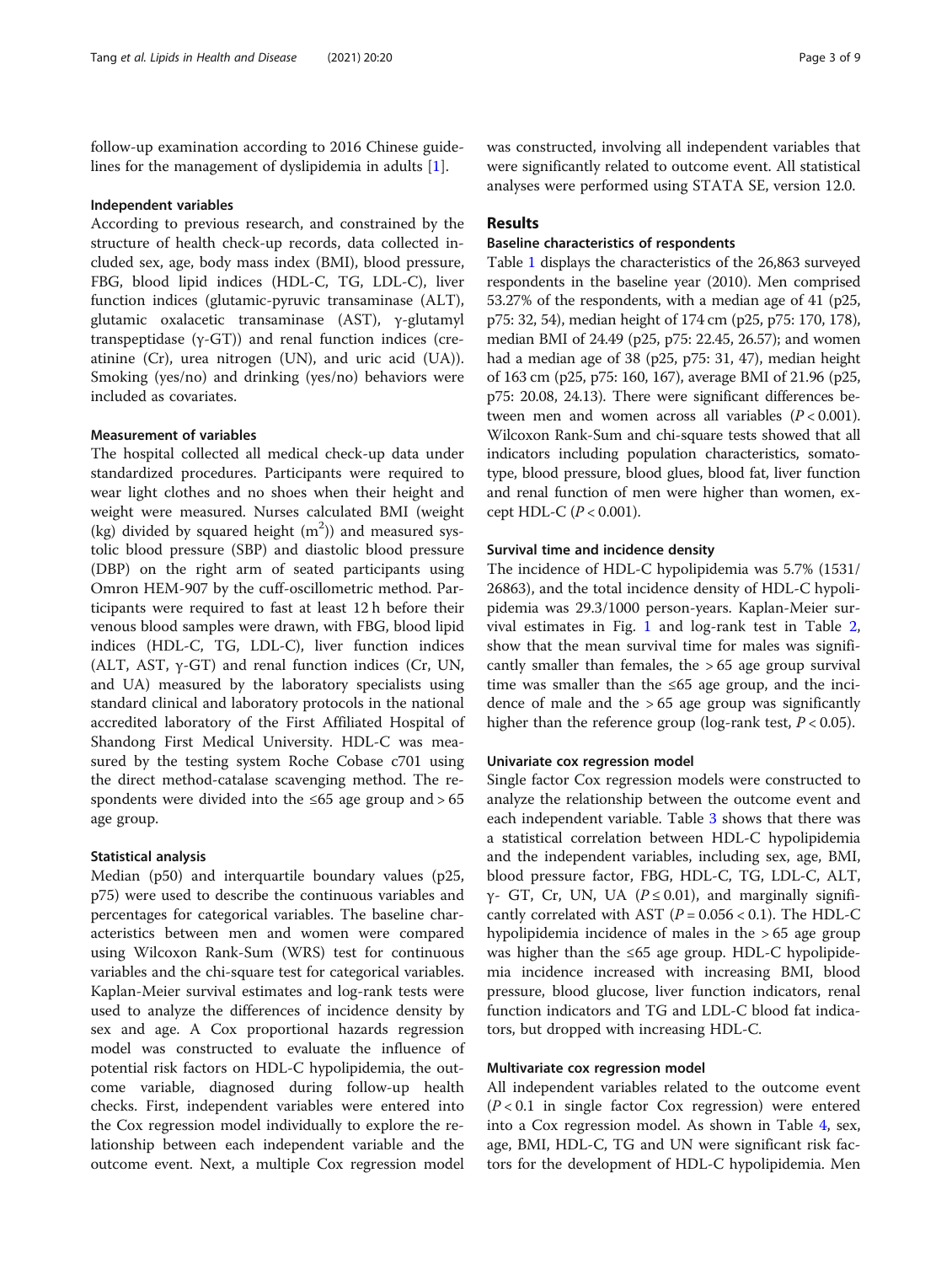follow-up examination according to 2016 Chinese guidelines for the management of dyslipidemia in adults [1].

### Independent variables

According to previous research, and constrained by the structure of health check-up records, data collected included sex, age, body mass index (BMI), blood pressure, FBG, blood lipid indices (HDL-C, TG, LDL-C), liver function indices (glutamic-pyruvic transaminase (ALT), glutamic oxalacetic transaminase (AST), γ-glutamyl transpeptidase (γ-GT)) and renal function indices (creatinine (Cr), urea nitrogen (UN), and uric acid (UA)). Smoking (yes/no) and drinking (yes/no) behaviors were included as covariates.

### Measurement of variables

The hospital collected all medical check-up data under standardized procedures. Participants were required to wear light clothes and no shoes when their height and weight were measured. Nurses calculated BMI (weight (kg) divided by squared height ($m^2$)) and measured systolic blood pressure (SBP) and diastolic blood pressure (DBP) on the right arm of seated participants using Omron HEM-907 by the cuff-oscillometric method. Participants were required to fast at least 12 h before their venous blood samples were drawn, with FBG, blood lipid indices (HDL-C, TG, LDL-C), liver function indices (ALT, AST, γ-GT) and renal function indices (Cr, UN, and UA) measured by the laboratory specialists using standard clinical and laboratory protocols in the national accredited laboratory of the First Affiliated Hospital of Shandong First Medical University. HDL-C was measured by the testing system Roche Cobase c701 using the direct method-catalase scavenging method. The respondents were divided into the ≤65 age group and > 65 age group.

### Statistical analysis

Median (p50) and interquartile boundary values (p25, p75) were used to describe the continuous variables and percentages for categorical variables. The baseline characteristics between men and women were compared using Wilcoxon Rank-Sum (WRS) test for continuous variables and the chi-square test for categorical variables. Kaplan-Meier survival estimates and log-rank tests were used to analyze the differences of incidence density by sex and age. A Cox proportional hazards regression model was constructed to evaluate the influence of potential risk factors on HDL-C hypolipidemia, the outcome variable, diagnosed during follow-up health checks. First, independent variables were entered into the Cox regression model individually to explore the relationship between each independent variable and the outcome event. Next, a multiple Cox regression model was constructed, involving all independent variables that were significantly related to outcome event. All statistical analyses were performed using STATA SE, version 12.0.

## Results

### Baseline characteristics of respondents

Table 1 displays the characteristics of the 26,863 surveyed respondents in the baseline year (2010). Men comprised 53.27% of the respondents, with a median age of 41 (p25, p75: 32, 54), median height of 174 cm (p25, p75: 170, 178), median BMI of 24.49 (p25, p75: 22.45, 26.57); and women had a median age of 38 (p25, p75: 31, 47), median height of 163 cm (p25, p75: 160, 167), average BMI of 21.96 (p25, p75: 20.08, 24.13). There were significant differences between men and women across all variables ($P < 0.001$). Wilcoxon Rank-Sum and chi-square tests showed that all indicators including population characteristics, somatotype, blood pressure, blood glues, blood fat, liver function and renal function of men were higher than women, except HDL-C ($P < 0.001$).

### Survival time and incidence density

The incidence of HDL-C hypolipidemia was 5.7% (1531/26863), and the total incidence density of HDL-C hypolipidemia was 29.3/1000 person-years. Kaplan-Meier survival estimates in Fig. 1 and log-rank test in Table 2, show that the mean survival time for males was significantly smaller than females, the > 65 age group survival time was smaller than the ≤65 age group, and the incidence of male and the > 65 age group was significantly higher than the reference group (log-rank test, $P < 0.05$).

### Univariate cox regression model

Single factor Cox regression models were constructed to analyze the relationship between the outcome event and each independent variable. Table 3 shows that there was a statistical correlation between HDL-C hypolipidemia and the independent variables, including sex, age, BMI, blood pressure factor, FBG, HDL-C, TG, LDL-C, ALT, γ- GT, Cr, UN, UA ($P \leq 0.01$), and marginally significantly correlated with AST ($P = 0.056 < 0.1$). The HDL-C hypolipidemia incidence of males in the > 65 age group was higher than the ≤65 age group. HDL-C hypolipidemia incidence increased with increasing BMI, blood pressure, blood glucose, liver function indicators, renal function indicators and TG and LDL-C blood fat indicators, but dropped with increasing HDL-C.

### Multivariate cox regression model

All independent variables related to the outcome event ($P < 0.1$ in single factor Cox regression) were entered into a Cox regression model. As shown in Table 4, sex, age, BMI, HDL-C, TG and UN were significant risk factors for the development of HDL-C hypolipidemia. Men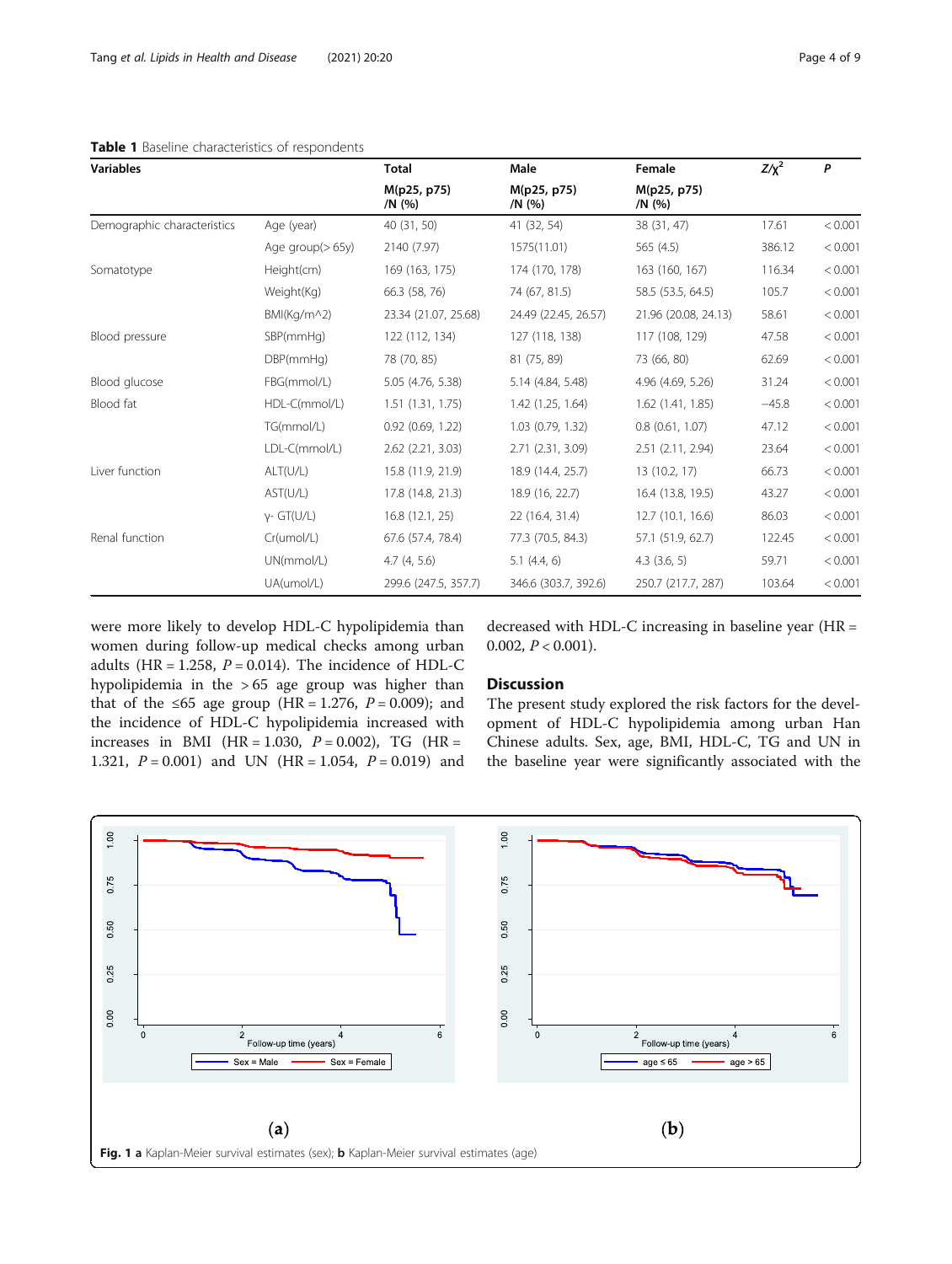**Table 1** Baseline characteristics of respondents

| Variables | | Total | Male | Female | $Z/\chi^2$ | P |
|---|---|---|---|---|---|---|
| | | M(p25, p75) /N (%) | M(p25, p75) /N (%) | M(p25, p75) /N (%) | | |
| Demographic characteristics | Age (year) | 40 (31, 50) | 41 (32, 54) | 38 (31, 47) | 17.61 | < 0.001 |
| | Age group(> 65y) | 2140 (7.97) | 1575(11.01) | 565 (4.5) | 386.12 | < 0.001 |
| Somatotype | Height(cm) | 169 (163, 175) | 174 (170, 178) | 163 (160, 167) | 116.34 | < 0.001 |
| | Weight(Kg) | 66.3 (58, 76) | 74 (67, 81.5) | 58.5 (53.5, 64.5) | 105.7 | < 0.001 |
| | BMI(Kg/m^2) | 23.34 (21.07, 25.68) | 24.49 (22.45, 26.57) | 21.96 (20.08, 24.13) | 58.61 | < 0.001 |
| Blood pressure | SBP(mmHg) | 122 (112, 134) | 127 (118, 138) | 117 (108, 129) | 47.58 | < 0.001 |
| | DBP(mmHg) | 78 (70, 85) | 81 (75, 89) | 73 (66, 80) | 62.69 | < 0.001 |
| Blood glucose | FBG(mmol/L) | 5.05 (4.76, 5.38) | 5.14 (4.84, 5.48) | 4.96 (4.69, 5.26) | 31.24 | < 0.001 |
| Blood fat | HDL-C(mmol/L) | 1.51 (1.31, 1.75) | 1.42 (1.25, 1.64) | 1.62 (1.41, 1.85) | −45.8 | < 0.001 |
| | TG(mmol/L) | 0.92 (0.69, 1.22) | 1.03 (0.79, 1.32) | 0.8 (0.61, 1.07) | 47.12 | < 0.001 |
| | LDL-C(mmol/L) | 2.62 (2.21, 3.03) | 2.71 (2.31, 3.09) | 2.51 (2.11, 2.94) | 23.64 | < 0.001 |
| Liver function | ALT(U/L) | 15.8 (11.9, 21.9) | 18.9 (14.4, 25.7) | 13 (10.2, 17) | 66.73 | < 0.001 |
| | AST(U/L) | 17.8 (14.8, 21.3) | 18.9 (16, 22.7) | 16.4 (13.8, 19.5) | 43.27 | < 0.001 |
| | γ- GT(U/L) | 16.8 (12.1, 25) | 22 (16.4, 31.4) | 12.7 (10.1, 16.6) | 86.03 | < 0.001 |
| Renal function | Cr(umol/L) | 67.6 (57.4, 78.4) | 77.3 (70.5, 84.3) | 57.1 (51.9, 62.7) | 122.45 | < 0.001 |
| | UN(mmol/L) | 4.7 (4, 5.6) | 5.1 (4.4, 6) | 4.3 (3.6, 5) | 59.71 | < 0.001 |
| | UA(umol/L) | 299.6 (247.5, 357.7) | 346.6 (303.7, 392.6) | 250.7 (217.7, 287) | 103.64 | < 0.001 |

were more likely to develop HDL-C hypolipidemia than women during follow-up medical checks among urban adults (HR = 1.258, $P = 0.014$). The incidence of HDL-C hypolipidemia in the > 65 age group was higher than that of the ≤65 age group (HR = 1.276, $P = 0.009$); and the incidence of HDL-C hypolipidemia increased with increases in BMI (HR = 1.030, $P = 0.002$), TG (HR = 1.321, $P = 0.001$) and UN (HR = 1.054, $P = 0.019$) and decreased with HDL-C increasing in baseline year (HR = 0.002, $P < 0.001$).

## Discussion

The present study explored the risk factors for the development of HDL-C hypolipidemia among urban Han Chinese adults. Sex, age, BMI, HDL-C, TG and UN in the baseline year were significantly associated with the

**Fig. 1** **a** Kaplan-Meier survival estimates (sex); **b** Kaplan-Meier survival estimates (age)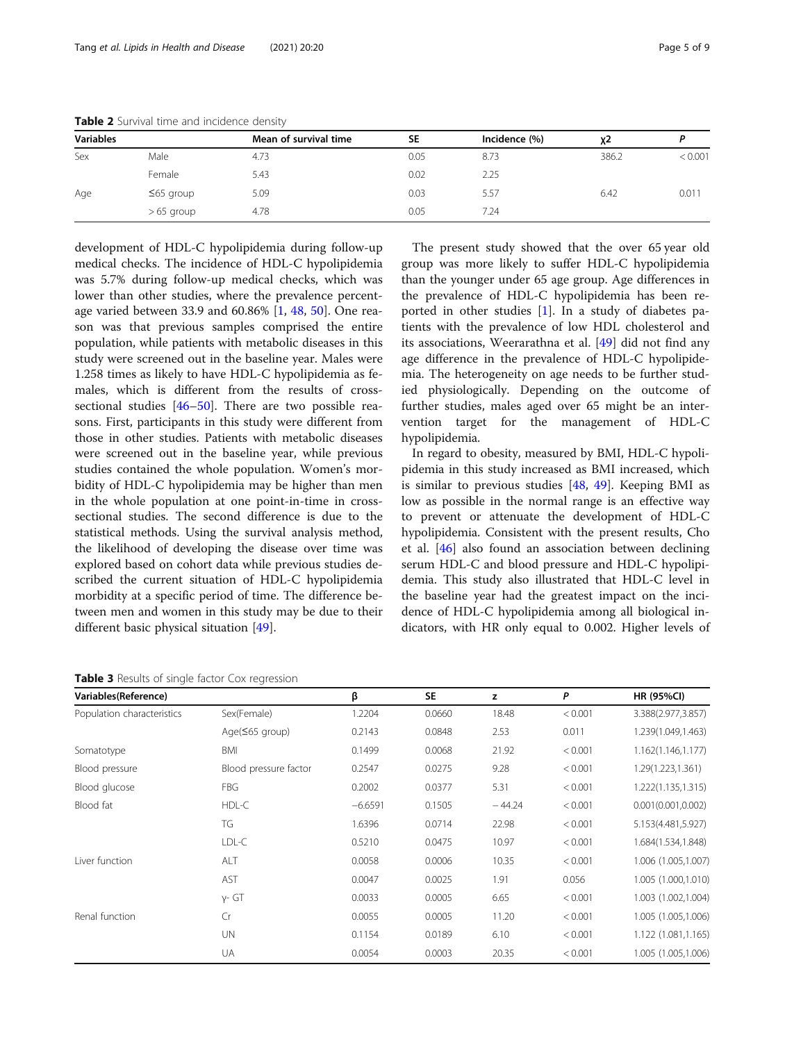**Table 2** Survival time and incidence density

| Variables | | Mean of survival time | SE | Incidence (%) | χ2 | P |
|---|---|---|---|---|---|---|
| Sex | Male | 4.73 | 0.05 | 8.73 | 386.2 | < 0.001 |
| | Female | 5.43 | 0.02 | 2.25 | | |
| Age | ≤65 group | 5.09 | 0.03 | 5.57 | 6.42 | 0.011 |
| | > 65 group | 4.78 | 0.05 | 7.24 | | |

development of HDL-C hypolipidemia during follow-up medical checks. The incidence of HDL-C hypolipidemia was 5.7% during follow-up medical checks, which was lower than other studies, where the prevalence percentage varied between 33.9 and 60.86% [1, 48, 50]. One reason was that previous samples comprised the entire population, while patients with metabolic diseases in this study were screened out in the baseline year. Males were 1.258 times as likely to have HDL-C hypolipidemia as females, which is different from the results of cross-sectional studies [46–50]. There are two possible reasons. First, participants in this study were different from those in other studies. Patients with metabolic diseases were screened out in the baseline year, while previous studies contained the whole population. Women's morbidity of HDL-C hypolipidemia may be higher than men in the whole population at one point-in-time in cross-sectional studies. The second difference is due to the statistical methods. Using the survival analysis method, the likelihood of developing the disease over time was explored based on cohort data while previous studies described the current situation of HDL-C hypolipidemia morbidity at a specific period of time. The difference between men and women in this study may be due to their different basic physical situation [49].

The present study showed that the over 65 year old group was more likely to suffer HDL-C hypolipidemia than the younger under 65 age group. Age differences in the prevalence of HDL-C hypolipidemia has been reported in other studies [1]. In a study of diabetes patients with the prevalence of low HDL cholesterol and its associations, Weerarathna et al. [49] did not find any age difference in the prevalence of HDL-C hypolipidemia. The heterogeneity on age needs to be further studied physiologically. Depending on the outcome of further studies, males aged over 65 might be an intervention target for the management of HDL-C hypolipidemia.

In regard to obesity, measured by BMI, HDL-C hypolipidemia in this study increased as BMI increased, which is similar to previous studies [48, 49]. Keeping BMI as low as possible in the normal range is an effective way to prevent or attenuate the development of HDL-C hypolipidemia. Consistent with the present results, Cho et al. [46] also found an association between declining serum HDL-C and blood pressure and HDL-C hypolipidemia. This study also illustrated that HDL-C level in the baseline year had the greatest impact on the incidence of HDL-C hypolipidemia among all biological indicators, with HR only equal to 0.002. Higher levels of

**Table 3** Results of single factor Cox regression

| Variables(Reference) | | β | SE | z | P | HR (95%CI) |
|---|---|---|---|---|---|---|
| Population characteristics | Sex(Female) | 1.2204 | 0.0660 | 18.48 | < 0.001 | 3.388(2.977,3.857) |
| | Age(≤65 group) | 0.2143 | 0.0848 | 2.53 | 0.011 | 1.239(1.049,1.463) |
| Somatotype | BMI | 0.1499 | 0.0068 | 21.92 | < 0.001 | 1.162(1.146,1.177) |
| Blood pressure | Blood pressure factor | 0.2547 | 0.0275 | 9.28 | < 0.001 | 1.29(1.223,1.361) |
| Blood glucose | FBG | 0.2002 | 0.0377 | 5.31 | < 0.001 | 1.222(1.135,1.315) |
| Blood fat | HDL-C | −6.6591 | 0.1505 | − 44.24 | < 0.001 | 0.001(0.001,0.002) |
| | TG | 1.6396 | 0.0714 | 22.98 | < 0.001 | 5.153(4.481,5.927) |
| | LDL-C | 0.5210 | 0.0475 | 10.97 | < 0.001 | 1.684(1.534,1.848) |
| Liver function | ALT | 0.0058 | 0.0006 | 10.35 | < 0.001 | 1.006 (1.005,1.007) |
| | AST | 0.0047 | 0.0025 | 1.91 | 0.056 | 1.005 (1.000,1.010) |
| | γ- GT | 0.0033 | 0.0005 | 6.65 | < 0.001 | 1.003 (1.002,1.004) |
| Renal function | Cr | 0.0055 | 0.0005 | 11.20 | < 0.001 | 1.005 (1.005,1.006) |
| | UN | 0.1154 | 0.0189 | 6.10 | < 0.001 | 1.122 (1.081,1.165) |
| | UA | 0.0054 | 0.0003 | 20.35 | < 0.001 | 1.005 (1.005,1.006) |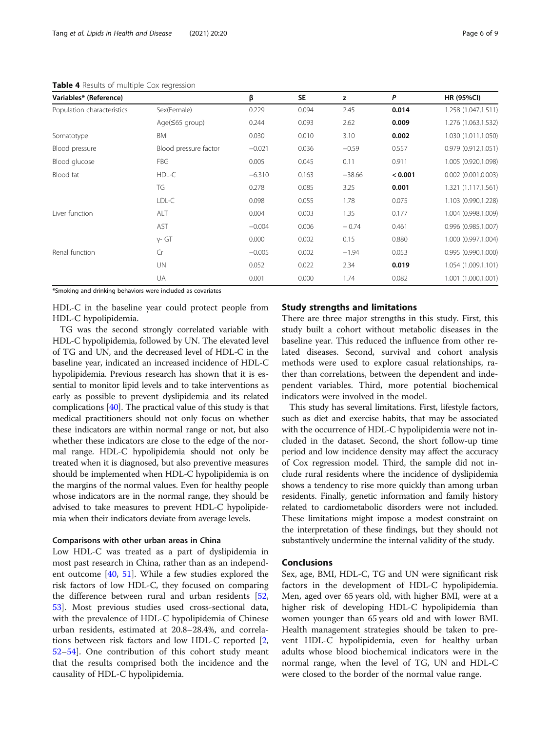**Table 4** Results of multiple Cox regression

| Variables* (Reference) | | β | SE | z | *P* | HR (95%CI) |
|---|---|---|---|---|---|---|
| Population characteristics | Sex(Female) | 0.229 | 0.094 | 2.45 | **0.014** | 1.258 (1.047,1.511) |
| | Age(≤65 group) | 0.244 | 0.093 | 2.62 | **0.009** | 1.276 (1.063,1.532) |
| Somatotype | BMI | 0.030 | 0.010 | 3.10 | **0.002** | 1.030 (1.011,1.050) |
| Blood pressure | Blood pressure factor | −0.021 | 0.036 | −0.59 | 0.557 | 0.979 (0.912,1.051) |
| Blood glucose | FBG | 0.005 | 0.045 | 0.11 | 0.911 | 1.005 (0.920,1.098) |
| Blood fat | HDL-C | −6.310 | 0.163 | −38.66 | **< 0.001** | 0.002 (0.001,0.003) |
| | TG | 0.278 | 0.085 | 3.25 | **0.001** | 1.321 (1.117,1.561) |
| | LDL-C | 0.098 | 0.055 | 1.78 | 0.075 | 1.103 (0.990,1.228) |
| Liver function | ALT | 0.004 | 0.003 | 1.35 | 0.177 | 1.004 (0.998,1.009) |
| | AST | −0.004 | 0.006 | − 0.74 | 0.461 | 0.996 (0.985,1.007) |
| | γ- GT | 0.000 | 0.002 | 0.15 | 0.880 | 1.000 (0.997,1.004) |
| Renal function | Cr | −0.005 | 0.002 | −1.94 | 0.053 | 0.995 (0.990,1.000) |
| | UN | 0.052 | 0.022 | 2.34 | **0.019** | 1.054 (1.009,1.101) |
| | UA | 0.001 | 0.000 | 1.74 | 0.082 | 1.001 (1.000,1.001) |

*Smoking and drinking behaviors were included as covariates

HDL-C in the baseline year could protect people from HDL-C hypolipidemia.

TG was the second strongly correlated variable with HDL-C hypolipidemia, followed by UN. The elevated level of TG and UN, and the decreased level of HDL-C in the baseline year, indicated an increased incidence of HDL-C hypolipidemia. Previous research has shown that it is essential to monitor lipid levels and to take interventions as early as possible to prevent dyslipidemia and its related complications [40]. The practical value of this study is that medical practitioners should not only focus on whether these indicators are within normal range or not, but also whether these indicators are close to the edge of the normal range. HDL-C hypolipidemia should not only be treated when it is diagnosed, but also preventive measures should be implemented when HDL-C hypolipidemia is on the margins of the normal values. Even for healthy people whose indicators are in the normal range, they should be advised to take measures to prevent HDL-C hypolipidemia when their indicators deviate from average levels.

### Comparisons with other urban areas in China

Low HDL-C was treated as a part of dyslipidemia in most past research in China, rather than as an independent outcome [40, 51]. While a few studies explored the risk factors of low HDL-C, they focused on comparing the difference between rural and urban residents [52, 53]. Most previous studies used cross-sectional data, with the prevalence of HDL-C hypolipidemia of Chinese urban residents, estimated at 20.8–28.4%, and correlations between risk factors and low HDL-C reported [2, 52–54]. One contribution of this cohort study meant that the results comprised both the incidence and the causality of HDL-C hypolipidemia.

## Study strengths and limitations

There are three major strengths in this study. First, this study built a cohort without metabolic diseases in the baseline year. This reduced the influence from other related diseases. Second, survival and cohort analysis methods were used to explore casual relationships, rather than correlations, between the dependent and independent variables. Third, more potential biochemical indicators were involved in the model.

This study has several limitations. First, lifestyle factors, such as diet and exercise habits, that may be associated with the occurrence of HDL-C hypolipidemia were not included in the dataset. Second, the short follow-up time period and low incidence density may affect the accuracy of Cox regression model. Third, the sample did not include rural residents where the incidence of dyslipidemia shows a tendency to rise more quickly than among urban residents. Finally, genetic information and family history related to cardiometabolic disorders were not included. These limitations might impose a modest constraint on the interpretation of these findings, but they should not substantively undermine the internal validity of the study.

## Conclusions

Sex, age, BMI, HDL-C, TG and UN were significant risk factors in the development of HDL-C hypolipidemia. Men, aged over 65 years old, with higher BMI, were at a higher risk of developing HDL-C hypolipidemia than women younger than 65 years old and with lower BMI. Health management strategies should be taken to prevent HDL-C hypolipidemia, even for healthy urban adults whose blood biochemical indicators were in the normal range, when the level of TG, UN and HDL-C were closed to the border of the normal value range.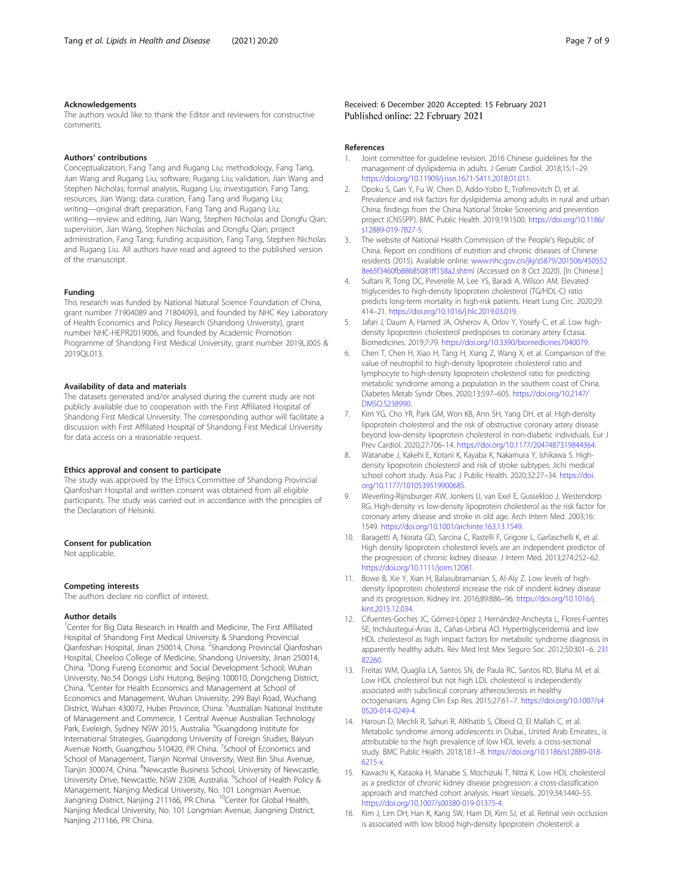### Acknowledgements

The authors would like to thank the Editor and reviewers for constructive comments.

### Authors' contributions

Conceptualization, Fang Tang and Rugang Liu; methodology, Fang Tang, Jian Wang and Rugang Liu; software, Rugang Liu; validation, Jian Wang and Stephen Nicholas; formal analysis, Rugang Liu; investigation, Fang Tang; resources, Jian Wang; data curation, Fang Tang and Rugang Liu; writing—original draft preparation, Fang Tang and Rugang Liu; writing—review and editing, Jian Wang, Stephen Nicholas and Dongfu Qian; supervision, Jian Wang, Stephen Nicholas and Dongfu Qian; project administration, Fang Tang; funding acquisition, Fang Tang, Stephen Nicholas and Rugang Liu. All authors have read and agreed to the published version of the manuscript.

### Funding

This research was funded by National Natural Science Foundation of China, grant number 71904089 and 71804093, and founded by NHC Key Laboratory of Health Economics and Policy Research (Shandong University), grant number NHC-HEPR2019006, and founded by Academic Promotion Programme of Shandong First Medical University, grant number 2019LJ005 & 2019QL013.

### Availability of data and materials

The datasets generated and/or analysed during the current study are not publicly available due to cooperation with the First Affiliated Hospital of Shandong First Medical University. The corresponding author will facilitate a discussion with First Affiliated Hospital of Shandong First Medical University for data access on a reasonable request.

### Ethics approval and consent to participate

The study was approved by the Ethics Committee of Shandong Provincial Qianfoshan Hospital and written consent was obtained from all eligible participants. The study was carried out in accordance with the principles of the Declaration of Helsinki.

### Consent for publication

Not applicable.

### Competing interests

The authors declare no conflict of interest.

### Author details

[1]Center for Big Data Research in Health and Medicine, The First Affiliated Hospital of Shandong First Medical University & Shandong Provincial Qianfoshan Hospital, Jinan 250014, China. [2]Shandong Provincial Qianfoshan Hospital, Cheeloo College of Medicine, Shandong University, Jinan 250014, China. [3]Dong Fureng Economic and Social Development School, Wuhan University, No.54 Dongsi Lishi Hutong, Beijing 100010, Dongcheng District, China. [4]Center for Health Economics and Management at School of Economics and Management, Wuhan University, 299 Bayi Road, Wuchang District, Wuhan 430072, Hubei Province, China. [5]Australian National Institute of Management and Commerce, 1 Central Avenue Australian Technology Park, Eveleigh, Sydney NSW 2015, Australia. [6]Guangdong Institute for International Strategies, Guangdong University of Foreign Studies, Baiyun Avenue North, Guangzhou 510420, PR China. [7]School of Economics and School of Management, Tianjin Normal University, West Bin Shui Avenue, Tianjin 300074, China. [8]Newcastle Business School, University of Newcastle, University Drive, Newcastle, NSW 2308, Australia. [9]School of Health Policy & Management, Nanjing Medical University, No. 101 Longmian Avenue, Jiangning District, Nanjing 211166, PR China. [10]Center for Global Health, Nanjing Medical University, No. 101 Longmian Avenue, Jiangning District, Nanjing 211166, PR China.

Received: 6 December 2020 Accepted: 15 February 2021
Published online: 22 February 2021

### References

1. Joint committee for guideline revision. 2016 Chinese guidelines for the management of dyslipidemia in adults. J Geriatr Cardiol. 2018;15:1–29. https://doi.org/10.11909/j.issn.1671-5411.2018.01.011.
2. Opoku S, Gan Y, Fu W, Chen D, Addo-Yobo E, Trofimovitch D, et al. Prevalence and risk factors for dyslipidemia among adults in rural and urban China: findings from the China National Stroke Screening and prevention project (CNSSPP). BMC Public Health. 2019;19:1500. https://doi.org/10.1186/s12889-019-7827-5.
3. The website of National Health Commission of the People's Republic of China. Report on conditions of nutrition and chronic diseases of Chinese residents (2015). Available online: www.nhc.gov.cn/jkj/s5879/201506/4505528e65f3460fb88685081ff158a2.shtml (Accessed on 8 Oct 2020). [In Chinese.]
4. Sultani R, Tong DC, Peverelle M, Lee YS, Baradi A, Wilson AM. Elevated triglycerides to high-density lipoprotein cholesterol (TG/HDL-C) ratio predicts long-term mortality in high-risk patients. Heart Lung Circ. 2020;29: 414–21. https://doi.org/10.1016/j.hlc.2019.03.019.
5. Jafari J, Daum A, Hamed JA, Osherov A, Orlov Y, Yosefy C, et al. Low high-density lipoprotein cholesterol predisposes to coronary artery Ectasia. Biomedicines. 2019;7:79. https://doi.org/10.3390/biomedicines7040079.
6. Chen T, Chen H, Xiao H, Tang H, Xiang Z, Wang X, et al. Comparison of the value of neutrophil to high-density lipoprotein cholesterol ratio and lymphocyte to high-density lipoprotein cholesterol ratio for predicting metabolic syndrome among a population in the southern coast of China. Diabetes Metab Syndr Obes. 2020;13:597–605. https://doi.org/10.2147/DMSO.S238990.
7. Kim YG, Cho YR, Park GM, Won KB, Ann SH, Yang DH, et al. High-density lipoprotein cholesterol and the risk of obstructive coronary artery disease beyond low-density lipoprotein cholesterol in non-diabetic individuals. Eur J Prev Cardiol. 2020;27:706–14. https://doi.org/10.1177/2047487319844364.
8. Watanabe J, Kakehi E, Kotani K, Kayaba K, Nakamura Y, Ishikawa S. High-density lipoprotein cholesterol and risk of stroke subtypes: Jichi medical school cohort study. Asia Pac J Public Health. 2020;32:27–34. https://doi.org/10.1177/1010539519900685.
9. Weverling-Rijnsburger AW, Jonkers IJ, van Exel E, Gussekloo J, Westendorp RG. High-density vs low-density lipoprotein cholesterol as the risk factor for coronary artery disease and stroke in old age. Arch Intern Med. 2003;16: 1549. https://doi.org/10.1001/archinte.163.13.1549.
10. Baragetti A, Norata GD, Sarcina C, Rastelli F, Grigore L, Garlaschelli K, et al. High density lipoprotein cholesterol levels are an independent predictor of the progression of chronic kidney disease. J Intern Med. 2013;274:252–62. https://doi.org/10.1111/joim.12081.
11. Bowe B, Xie Y, Xian H, Balasubramanian S, Al-Aly Z. Low levels of high-density lipoprotein cholesterol increase the risk of incident kidney disease and its progression. Kidney Int. 2016;89:886–96. https://doi.org/10.1016/j.kint.2015.12.034.
12. Cifuentes-Goches JC, Gómez-López J, Hernández-Ancheyta L, Flores-Fuentes SE, Incháustegui-Árias JL, Cañas-Urbina AO. Hypertriglyceridemia and low HDL cholesterol as high impact factors for metabolic syndrome diagnosis in apparently healthy adults. Rev Med Inst Mex Seguro Soc. 2012;50:301–6. 23182260.
13. Freitas WM, Quaglia LA, Santos SN, de Paula RC, Santos RD, Blaha M, et al. Low HDL cholesterol but not high LDL cholesterol is independently associated with subclinical coronary atherosclerosis in healthy octogenarians. Aging Clin Exp Res. 2015;27:61–7. https://doi.org/10.1007/s40520-014-0249-4.
14. Haroun D, Mechli R, Sahuri R, AlKhatib S, Obeid O, El Mallah C, et al. Metabolic syndrome among adolescents in Dubai, United Arab Emirates., is attributable to the high prevalence of low HDL levels: a cross-sectional study. BMC Public Health. 2018;18:1–8. https://doi.org/10.1186/s12889-018-6215-x.
15. Kawachi K, Kataoka H, Manabe S, Mochizuki T, Nitta K. Low HDL cholesterol as a predictor of chronic kidney disease progression: a cross-classification approach and matched cohort analysis. Heart Vessels. 2019;34:1440–55. https://doi.org/10.1007/s00380-019-01375-4.
16. Kim J, Lim DH, Han K, Kang SW, Ham DI, Kim SJ, et al. Retinal vein occlusion is associated with low blood high-density lipoprotein cholesterol: a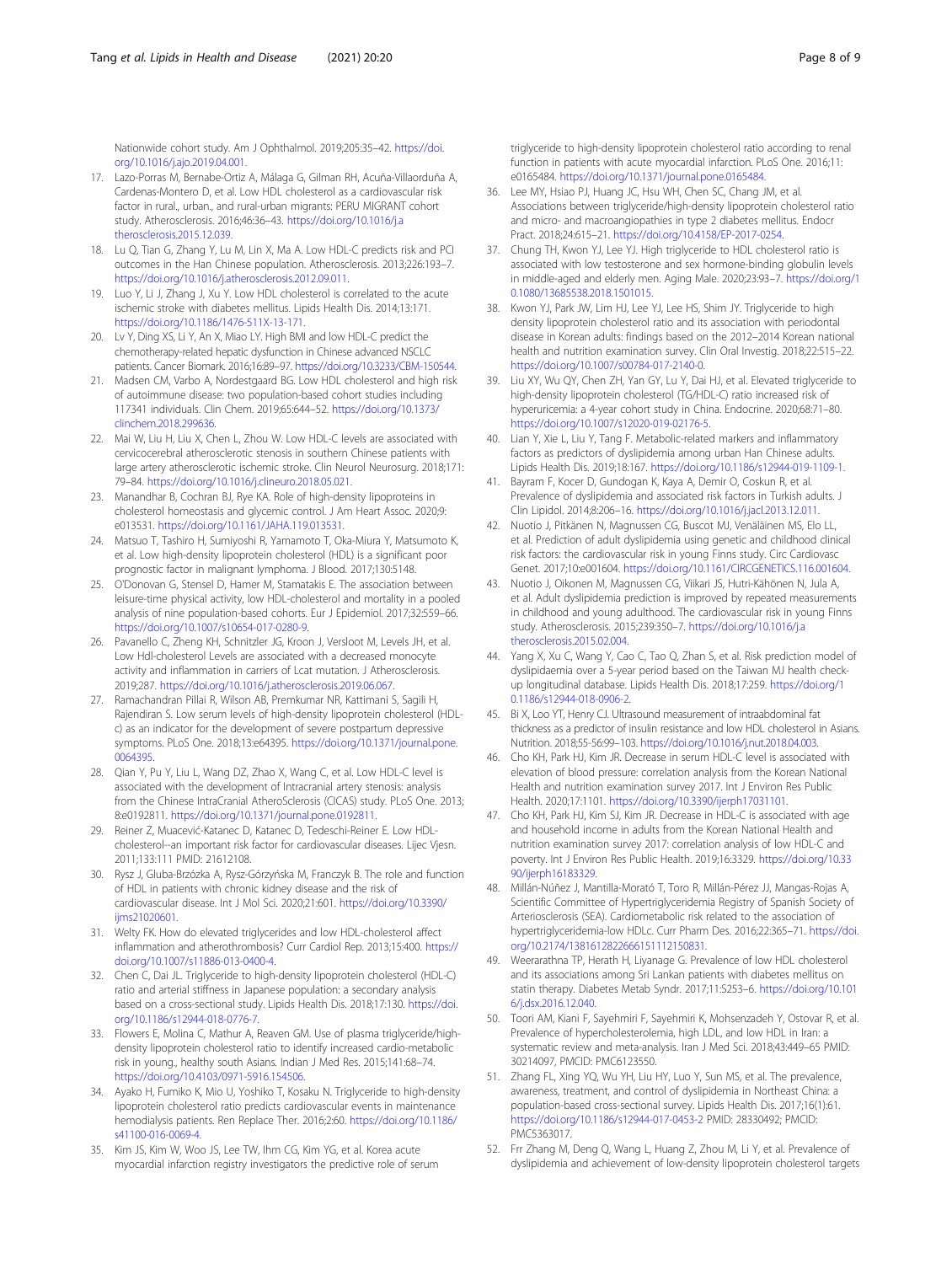Nationwide cohort study. Am J Ophthalmol. 2019;205:35–42. https://doi.org/10.1016/j.ajo.2019.04.001.

17. Lazo-Porras M, Bernabe-Ortiz A, Málaga G, Gilman RH, Acuña-Villaorduña A, Cardenas-Montero D, et al. Low HDL cholesterol as a cardiovascular risk factor in rural., urban., and rural-urban migrants: PERU MIGRANT cohort study. Atherosclerosis. 2016;46:36–43. https://doi.org/10.1016/j.atherosclerosis.2015.12.039.
18. Lu Q, Tian G, Zhang Y, Lu M, Lin X, Ma A. Low HDL-C predicts risk and PCI outcomes in the Han Chinese population. Atherosclerosis. 2013;226:193–7. https://doi.org/10.1016/j.atherosclerosis.2012.09.011.
19. Luo Y, Li J, Zhang J, Xu Y. Low HDL cholesterol is correlated to the acute ischemic stroke with diabetes mellitus. Lipids Health Dis. 2014;13:171. https://doi.org/10.1186/1476-511X-13-171.
20. Lv Y, Ding XS, Li Y, An X, Miao LY. High BMI and low HDL-C predict the chemotherapy-related hepatic dysfunction in Chinese advanced NSCLC patients. Cancer Biomark. 2016;16:89–97. https://doi.org/10.3233/CBM-150544.
21. Madsen CM, Varbo A, Nordestgaard BG. Low HDL cholesterol and high risk of autoimmune disease: two population-based cohort studies including 117341 individuals. Clin Chem. 2019;65:644–52. https://doi.org/10.1373/clinchem.2018.299636.
22. Mai W, Liu H, Liu X, Chen L, Zhou W. Low HDL-C levels are associated with cervicocerebral atherosclerotic stenosis in southern Chinese patients with large artery atherosclerotic ischemic stroke. Clin Neurol Neurosurg. 2018;171:79–84. https://doi.org/10.1016/j.clineuro.2018.05.021.
23. Manandhar B, Cochran BJ, Rye KA. Role of high-density lipoproteins in cholesterol homeostasis and glycemic control. J Am Heart Assoc. 2020;9:e013531. https://doi.org/10.1161/JAHA.119.013531.
24. Matsuo T, Tashiro H, Sumiyoshi R, Yamamoto T, Oka-Miura Y, Matsumoto K, et al. Low high-density lipoprotein cholesterol (HDL) is a significant poor prognostic factor in malignant lymphoma. J Blood. 2017;130:5148.
25. O'Donovan G, Stensel D, Hamer M, Stamatakis E. The association between leisure-time physical activity, low HDL-cholesterol and mortality in a pooled analysis of nine population-based cohorts. Eur J Epidemiol. 2017;32:559–66. https://doi.org/10.1007/s10654-017-0280-9.
26. Pavanello C, Zheng KH, Schnitzler JG, Kroon J, Versloot M, Levels JH, et al. Low Hdl-cholesterol Levels are associated with a decreased monocyte activity and inflammation in carriers of Lcat mutation. J Atherosclerosis. 2019;287. https://doi.org/10.1016/j.atherosclerosis.2019.06.067.
27. Ramachandran Pillai R, Wilson AB, Premkumar NR, Kattimani S, Sagili H, Rajendiran S. Low serum levels of high-density lipoprotein cholesterol (HDL-c) as an indicator for the development of severe postpartum depressive symptoms. PLoS One. 2018;13:e64395. https://doi.org/10.1371/journal.pone.0064395.
28. Qian Y, Pu Y, Liu L, Wang DZ, Zhao X, Wang C, et al. Low HDL-C level is associated with the development of Intracranial artery stenosis: analysis from the Chinese IntraCranial AtheroSclerosis (CICAS) study. PLoS One. 2013;8:e0192811. https://doi.org/10.1371/journal.pone.0192811.
29. Reiner Z, Muacević-Katanec D, Katanec D, Tedeschi-Reiner E. Low HDL-cholesterol--an important risk factor for cardiovascular diseases. Lijec Vjesn. 2011;133:111 PMID: 21612108.
30. Rysz J, Gluba-Brzózka A, Rysz-Górzyńska M, Franczyk B. The role and function of HDL in patients with chronic kidney disease and the risk of cardiovascular disease. Int J Mol Sci. 2020;21:601. https://doi.org/10.3390/ijms21020601.
31. Welty FK. How do elevated triglycerides and low HDL-cholesterol affect inflammation and atherothrombosis? Curr Cardiol Rep. 2013;15:400. https://doi.org/10.1007/s11886-013-0400-4.
32. Chen C, Dai JL. Triglyceride to high-density lipoprotein cholesterol (HDL-C) ratio and arterial stiffness in Japanese population: a secondary analysis based on a cross-sectional study. Lipids Health Dis. 2018;17:130. https://doi.org/10.1186/s12944-018-0776-7.
33. Flowers E, Molina C, Mathur A, Reaven GM. Use of plasma triglyceride/high-density lipoprotein cholesterol ratio to identify increased cardio-metabolic risk in young., healthy south Asians. Indian J Med Res. 2015;141:68–74. https://doi.org/10.4103/0971-5916.154506.
34. Ayako H, Fumiko K, Mio U, Yoshiko T, Kosaku N. Triglyceride to high-density lipoprotein cholesterol ratio predicts cardiovascular events in maintenance hemodialysis patients. Ren Replace Ther. 2016;2:60. https://doi.org/10.1186/s41100-016-0069-4.
35. Kim JS, Kim W, Woo JS, Lee TW, Ihm CG, Kim YG, et al. Korea acute myocardial infarction registry investigators the predictive role of serum triglyceride to high-density lipoprotein cholesterol ratio according to renal function in patients with acute myocardial infarction. PLoS One. 2016;11:e0165484. https://doi.org/10.1371/journal.pone.0165484.
36. Lee MY, Hsiao PJ, Huang JC, Hsu WH, Chen SC, Chang JM, et al. Associations between triglyceride/high-density lipoprotein cholesterol ratio and micro- and macroangiopathies in type 2 diabetes mellitus. Endocr Pract. 2018;24:615–21. https://doi.org/10.4158/EP-2017-0254.
37. Chung TH, Kwon YJ, Lee YJ. High triglyceride to HDL cholesterol ratio is associated with low testosterone and sex hormone-binding globulin levels in middle-aged and elderly men. Aging Male. 2020;23:93–7. https://doi.org/10.1080/13685538.2018.1501015.
38. Kwon YJ, Park JW, Lim HJ, Lee YJ, Lee HS, Shim JY. Triglyceride to high density lipoprotein cholesterol ratio and its association with periodontal disease in Korean adults: findings based on the 2012–2014 Korean national health and nutrition examination survey. Clin Oral Investig. 2018;22:515–22. https://doi.org/10.1007/s00784-017-2140-0.
39. Liu XY, Wu QY, Chen ZH, Yan GY, Lu Y, Dai HJ, et al. Elevated triglyceride to high-density lipoprotein cholesterol (TG/HDL-C) ratio increased risk of hyperuricemia: a 4-year cohort study in China. Endocrine. 2020;68:71–80. https://doi.org/10.1007/s12020-019-02176-5.
40. Lian Y, Xie L, Liu Y, Tang F. Metabolic-related markers and inflammatory factors as predictors of dyslipidemia among urban Han Chinese adults. Lipids Health Dis. 2019;18:167. https://doi.org/10.1186/s12944-019-1109-1.
41. Bayram F, Kocer D, Gundogan K, Kaya A, Demir O, Coskun R, et al. Prevalence of dyslipidemia and associated risk factors in Turkish adults. J Clin Lipidol. 2014;8:206–16. https://doi.org/10.1016/j.jacl.2013.12.011.
42. Nuotio J, Pitkänen N, Magnussen CG, Buscot MJ, Venäläinen MS, Elo LL, et al. Prediction of adult dyslipidemia using genetic and childhood clinical risk factors: the cardiovascular risk in young Finns study. Circ Cardiovasc Genet. 2017;10:e001604. https://doi.org/10.1161/CIRCGENETICS.116.001604.
43. Nuotio J, Oikonen M, Magnussen CG, Viikari JS, Hutri-Kähönen N, Jula A, et al. Adult dyslipidemia prediction is improved by repeated measurements in childhood and young adulthood. The cardiovascular risk in young Finns study. Atherosclerosis. 2015;239:350–7. https://doi.org/10.1016/j.atherosclerosis.2015.02.004.
44. Yang X, Xu C, Wang Y, Cao C, Tao Q, Zhan S, et al. Risk prediction model of dyslipidaemia over a 5-year period based on the Taiwan MJ health check-up longitudinal database. Lipids Health Dis. 2018;17:259. https://doi.org/10.1186/s12944-018-0906-2.
45. Bi X, Loo YT, Henry CJ. Ultrasound measurement of intraabdominal fat thickness as a predictor of insulin resistance and low HDL cholesterol in Asians. Nutrition. 2018;55-56:99–103. https://doi.org/10.1016/j.nut.2018.04.003.
46. Cho KH, Park HJ, Kim JR. Decrease in serum HDL-C level is associated with elevation of blood pressure: correlation analysis from the Korean National Health and nutrition examination survey 2017. Int J Environ Res Public Health. 2020;17:1101. https://doi.org/10.3390/ijerph17031101.
47. Cho KH, Park HJ, Kim SJ, Kim JR. Decrease in HDL-C is associated with age and household income in adults from the Korean National Health and nutrition examination survey 2017: correlation analysis of low HDL-C and poverty. Int J Environ Res Public Health. 2019;16:3329. https://doi.org/10.3390/ijerph16183329.
48. Millán-Núñez J, Mantilla-Morató T, Toro R, Millán-Pérez JJ, Mangas-Rojas A, Scientific Committee of Hypertriglyceridemia Registry of Spanish Society of Arteriosclerosis (SEA). Cardiometabolic risk related to the association of hypertriglyceridemia-low HDLc. Curr Pharm Des. 2016;22:365–71. https://doi.org/10.2174/1381612822666151112150831.
49. Weerarathna TP, Herath H, Liyanage G. Prevalence of low HDL cholesterol and its associations among Sri Lankan patients with diabetes mellitus on statin therapy. Diabetes Metab Syndr. 2017;11:S253–6. https://doi.org/10.1016/j.dsx.2016.12.040.
50. Toori AM, Kiani F, Sayehmiri F, Sayehmiri K, Mohsenzadeh Y, Ostovar R, et al. Prevalence of hypercholesterolemia, high LDL, and low HDL in Iran: a systematic review and meta-analysis. Iran J Med Sci. 2018;43:449–65 PMID: 30214097, PMCID: PMC6123550.
51. Zhang FL, Xing YQ, Wu YH, Liu HY, Luo Y, Sun MS, et al. The prevalence, awareness, treatment, and control of dyslipidemia in Northeast China: a population-based cross-sectional survey. Lipids Health Dis. 2017;16(1):61. https://doi.org/10.1186/s12944-017-0453-2 PMID: 28330492; PMCID: PMC5363017.
52. Frr Zhang M, Deng Q, Wang L, Huang Z, Zhou M, Li Y, et al. Prevalence of dyslipidemia and achievement of low-density lipoprotein cholesterol targets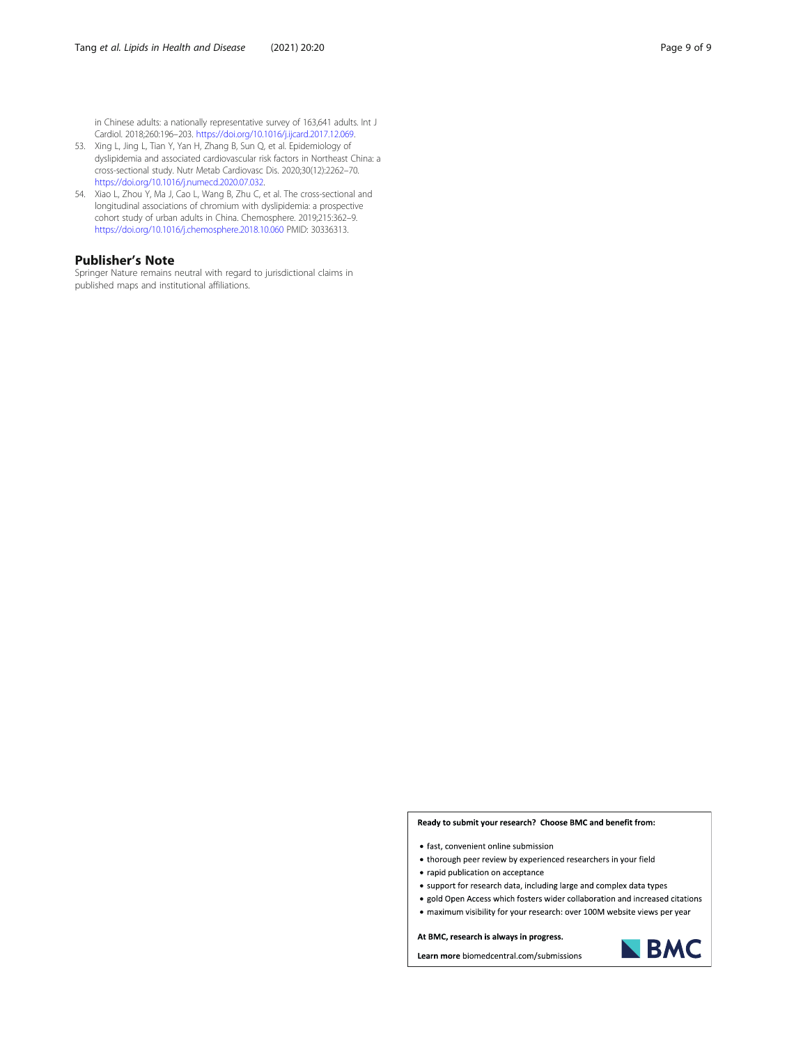in Chinese adults: a nationally representative survey of 163,641 adults. Int J Cardiol. 2018;260:196–203. https://doi.org/10.1016/j.ijcard.2017.12.069.

53. Xing L, Jing L, Tian Y, Yan H, Zhang B, Sun Q, et al. Epidemiology of dyslipidemia and associated cardiovascular risk factors in Northeast China: a cross-sectional study. Nutr Metab Cardiovasc Dis. 2020;30(12):2262–70. https://doi.org/10.1016/j.numecd.2020.07.032.
54. Xiao L, Zhou Y, Ma J, Cao L, Wang B, Zhu C, et al. The cross-sectional and longitudinal associations of chromium with dyslipidemia: a prospective cohort study of urban adults in China. Chemosphere. 2019;215:362–9. https://doi.org/10.1016/j.chemosphere.2018.10.060 PMID: 30336313.

## Publisher's Note

Springer Nature remains neutral with regard to jurisdictional claims in published maps and institutional affiliations.

**Ready to submit your research? Choose BMC and benefit from:**

- fast, convenient online submission
- thorough peer review by experienced researchers in your field
- rapid publication on acceptance
- support for research data, including large and complex data types
- gold Open Access which fosters wider collaboration and increased citations
- maximum visibility for your research: over 100M website views per year

**At BMC, research is always in progress.**

**Learn more** biomedcentral.com/submissions